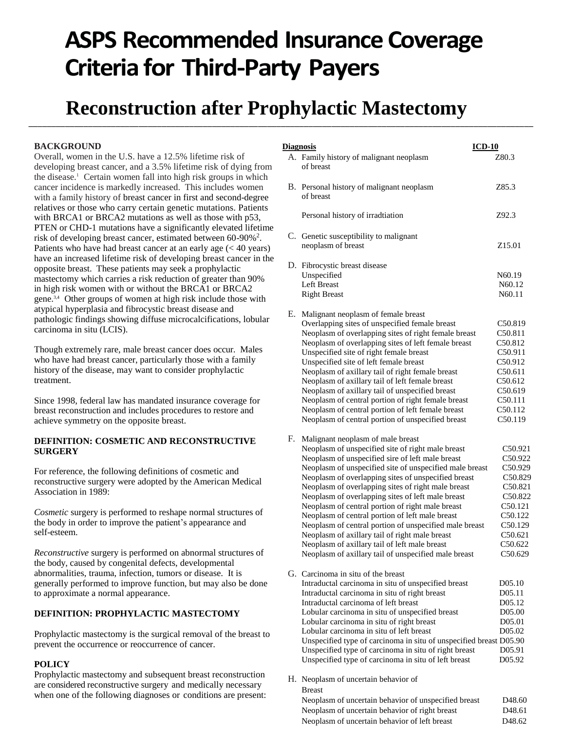# ASPS Recommended Insurance Coverage Criteria for Third-Party Payers

## Reconstruction after Prophylactic Mastectomy

**BACKGROUND**

Overall, women in the U.S. have a 12.5% lifetime risk of developing breast cancer, and a 3.5% lifetime risk of dying from the disease.[1] Certain women fall into high risk groups in which cancer incidence is markedly increased. This includes women with a family history of breast cancer in first and second-degree relatives or those who carry certain genetic mutations. Patients with BRCA1 or BRCA2 mutations as well as those with p53, PTEN or CHD-1 mutations have a significantly elevated lifetime risk of developing breast cancer, estimated between 60-90%[2]. Patients who have had breast cancer at an early age (< 40 years) have an increased lifetime risk of developing breast cancer in the opposite breast. These patients may seek a prophylactic mastectomy which carries a risk reduction of greater than 90% in high risk women with or without the BRCA1 or BRCA2 gene.[3,4] Other groups of women at high risk include those with atypical hyperplasia and fibrocystic breast disease and pathologic findings showing diffuse microcalcifications, lobular carcinoma in situ (LCIS).

Though extremely rare, male breast cancer does occur. Males who have had breast cancer, particularly those with a family history of the disease, may want to consider prophylactic treatment.

Since 1998, federal law has mandated insurance coverage for breast reconstruction and includes procedures to restore and achieve symmetry on the opposite breast.

**DEFINITION: COSMETIC AND RECONSTRUCTIVE SURGERY**

For reference, the following definitions of cosmetic and reconstructive surgery were adopted by the American Medical Association in 1989:

*Cosmetic* surgery is performed to reshape normal structures of the body in order to improve the patient's appearance and self-esteem.

*Reconstructive* surgery is performed on abnormal structures of the body, caused by congenital defects, developmental abnormalities, trauma, infection, tumors or disease. It is generally performed to improve function, but may also be done to approximate a normal appearance.

**DEFINITION: PROPHYLACTIC MASTECTOMY**

Prophylactic mastectomy is the surgical removal of the breast to prevent the occurrence or reoccurrence of cancer.

**POLICY**

Prophylactic mastectomy and subsequent breast reconstruction are considered reconstructive surgery and medically necessary when one of the following diagnoses or conditions are present:

| Diagnosis | ICD-10 |
|---|---|
| A. Family history of malignant neoplasm of breast | Z80.3 |
| B. Personal history of malignant neoplasm of breast | Z85.3 |
| Personal history of irradtiation | Z92.3 |
| C. Genetic susceptibility to malignant neoplasm of breast | Z15.01 |
| D. Fibrocystic breast disease | |
| Unspecified | N60.19 |
| Left Breast | N60.12 |
| Right Breast | N60.11 |
| E. Malignant neoplasm of female breast | |
| Overlapping sites of unspecified female breast | C50.819 |
| Neoplasm of overlapping sites of right female breast | C50.811 |
| Neoplasm of overlapping sites of left female breast | C50.812 |
| Unspecified site of right female breast | C50.911 |
| Unspecified site of left female breast | C50.912 |
| Neoplasm of axillary tail of right female breast | C50.611 |
| Neoplasm of axillary tail of left female breast | C50.612 |
| Neoplasm of axillary tail of unspecified breast | C50.619 |
| Neoplasm of central portion of right female breast | C50.111 |
| Neoplasm of central portion of left female breast | C50.112 |
| Neoplasm of central portion of unspecified breast | C50.119 |
| F. Malignant neoplasm of male breast | |
| Neoplasm of unspecified site of right male breast | C50.921 |
| Neoplasm of unspecified sire of left male breast | C50.922 |
| Neoplasm of unspecified site of unspecified male breast | C50.929 |
| Neoplasm of overlapping sites of unspecified breast | C50.829 |
| Neoplasm of overlapping sites of right male breast | C50.821 |
| Neoplasm of overlapping sites of left male breast | C50.822 |
| Neoplasm of central portion of right male breast | C50.121 |
| Neoplasm of central portion of left male breast | C50.122 |
| Neoplasm of central portion of unspecified male breast | C50.129 |
| Neoplasm of axillary tail of right male breast | C50.621 |
| Neoplasm of axillary tail of left male breast | C50.622 |
| Neoplasm of axillary tail of unspecified male breast | C50.629 |
| G. Carcinoma in situ of the breast | |
| Intraductal carcinoma in situ of unspecified breast | D05.10 |
| Intraductal carcinoma in situ of right breast | D05.11 |
| Intraductal carcinoma of left breast | D05.12 |
| Lobular carcinoma in situ of unspecified breast | D05.00 |
| Lobular carcinoma in situ of right breast | D05.01 |
| Lobular carcinoma in situ of left breast | D05.02 |
| Unspecified type of carcinoma in situ of unspecified breast | D05.90 |
| Unspecified type of carcinoma in situ of right breast | D05.91 |
| Unspecified type of carcinoma in situ of left breast | D05.92 |
| H. Neoplasm of uncertain behavior of Breast | |
| Neoplasm of uncertain behavior of unspecified breast | D48.60 |
| Neoplasm of uncertain behavior of right breast | D48.61 |
| Neoplasm of uncertain behavior of left breast | D48.62 |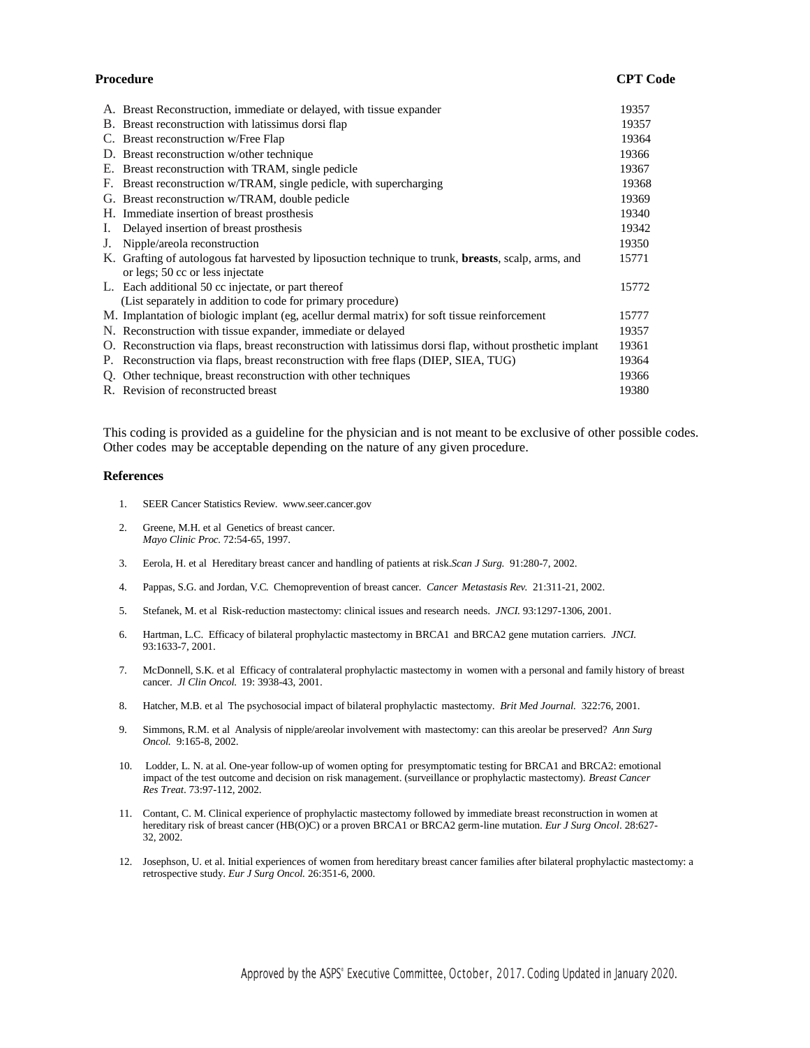| Procedure | CPT Code |
|---|---|
| A. Breast Reconstruction, immediate or delayed, with tissue expander | 19357 |
| B. Breast reconstruction with latissimus dorsi flap | 19357 |
| C. Breast reconstruction w/Free Flap | 19364 |
| D. Breast reconstruction w/other technique | 19366 |
| E. Breast reconstruction with TRAM, single pedicle | 19367 |
| F. Breast reconstruction w/TRAM, single pedicle, with supercharging | 19368 |
| G. Breast reconstruction w/TRAM, double pedicle | 19369 |
| H. Immediate insertion of breast prosthesis | 19340 |
| I. Delayed insertion of breast prosthesis | 19342 |
| J. Nipple/areola reconstruction | 19350 |
| K. Grafting of autologous fat harvested by liposuction technique to trunk, **breasts**, scalp, arms, and or legs; 50 cc or less injectate | 15771 |
| L. Each additional 50 cc injectate, or part thereof (List separately in addition to code for primary procedure) | 15772 |
| M. Implantation of biologic implant (eg, acellur dermal matrix) for soft tissue reinforcement | 15777 |
| N. Reconstruction with tissue expander, immediate or delayed | 19357 |
| O. Reconstruction via flaps, breast reconstruction with latissimus dorsi flap, without prosthetic implant | 19361 |
| P. Reconstruction via flaps, breast reconstruction with free flaps (DIEP, SIEA, TUG) | 19364 |
| Q. Other technique, breast reconstruction with other techniques | 19366 |
| R. Revision of reconstructed breast | 19380 |

This coding is provided as a guideline for the physician and is not meant to be exclusive of other possible codes. Other codes may be acceptable depending on the nature of any given procedure.

## References

1. SEER Cancer Statistics Review. www.seer.cancer.gov
2. Greene, M.H. et al Genetics of breast cancer. *Mayo Clinic Proc.* 72:54-65, 1997.
3. Eerola, H. et al Hereditary breast cancer and handling of patients at risk.*Scan J Surg.* 91:280-7, 2002.
4. Pappas, S.G. and Jordan, V.C. Chemoprevention of breast cancer. *Cancer Metastasis Rev.* 21:311-21, 2002.
5. Stefanek, M. et al Risk-reduction mastectomy: clinical issues and research needs. *JNCI.* 93:1297-1306, 2001.
6. Hartman, L.C. Efficacy of bilateral prophylactic mastectomy in BRCA1 and BRCA2 gene mutation carriers. *JNCI.* 93:1633-7, 2001.
7. McDonnell, S.K. et al Efficacy of contralateral prophylactic mastectomy in women with a personal and family history of breast cancer. *Jl Clin Oncol.* 19: 3938-43, 2001.
8. Hatcher, M.B. et al The psychosocial impact of bilateral prophylactic mastectomy. *Brit Med Journal.* 322:76, 2001.
9. Simmons, R.M. et al Analysis of nipple/areolar involvement with mastectomy: can this areolar be preserved? *Ann Surg Oncol.* 9:165-8, 2002.
10. Lodder, L. N. at al. One-year follow-up of women opting for presymptomatic testing for BRCA1 and BRCA2: emotional impact of the test outcome and decision on risk management. (surveillance or prophylactic mastectomy). *Breast Cancer Res Treat*. 73:97-112, 2002.
11. Contant, C. M. Clinical experience of prophylactic mastectomy followed by immediate breast reconstruction in women at hereditary risk of breast cancer (HB(O)C) or a proven BRCA1 or BRCA2 germ-line mutation. *Eur J Surg Oncol*. 28:627-32, 2002.
12. Josephson, U. et al. Initial experiences of women from hereditary breast cancer families after bilateral prophylactic mastectomy: a retrospective study. *Eur J Surg Oncol.* 26:351-6, 2000.

Approved by the ASPS® Executive Committee, October, 2017. Coding Updated in January 2020.